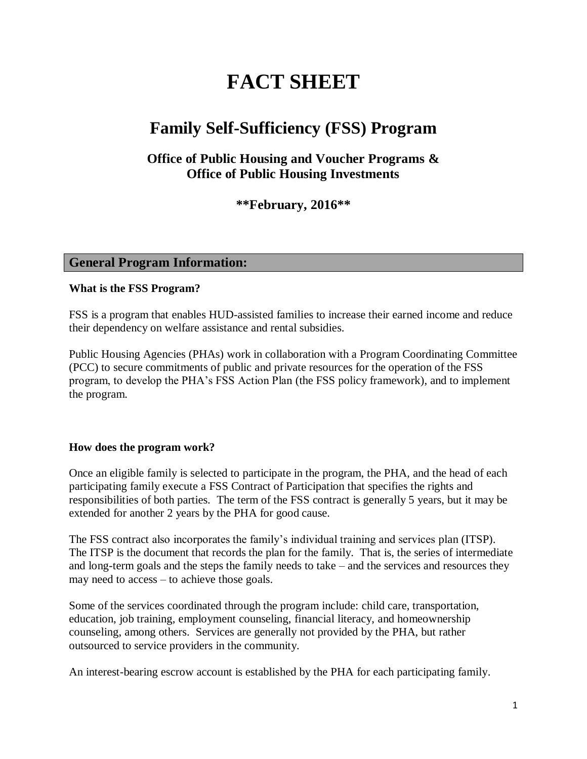# FACT SHEET

## Family Self-Sufficiency (FSS) Program

### Office of Public Housing and Voucher Programs & Office of Public Housing Investments

**\*\*February, 2016\*\***

## General Program Information:

**What is the FSS Program?**

FSS is a program that enables HUD-assisted families to increase their earned income and reduce their dependency on welfare assistance and rental subsidies.

Public Housing Agencies (PHAs) work in collaboration with a Program Coordinating Committee (PCC) to secure commitments of public and private resources for the operation of the FSS program, to develop the PHA's FSS Action Plan (the FSS policy framework), and to implement the program.

**How does the program work?**

Once an eligible family is selected to participate in the program, the PHA, and the head of each participating family execute a FSS Contract of Participation that specifies the rights and responsibilities of both parties. The term of the FSS contract is generally 5 years, but it may be extended for another 2 years by the PHA for good cause.

The FSS contract also incorporates the family's individual training and services plan (ITSP). The ITSP is the document that records the plan for the family. That is, the series of intermediate and long-term goals and the steps the family needs to take – and the services and resources they may need to access – to achieve those goals.

Some of the services coordinated through the program include: child care, transportation, education, job training, employment counseling, financial literacy, and homeownership counseling, among others. Services are generally not provided by the PHA, but rather outsourced to service providers in the community.

An interest-bearing escrow account is established by the PHA for each participating family.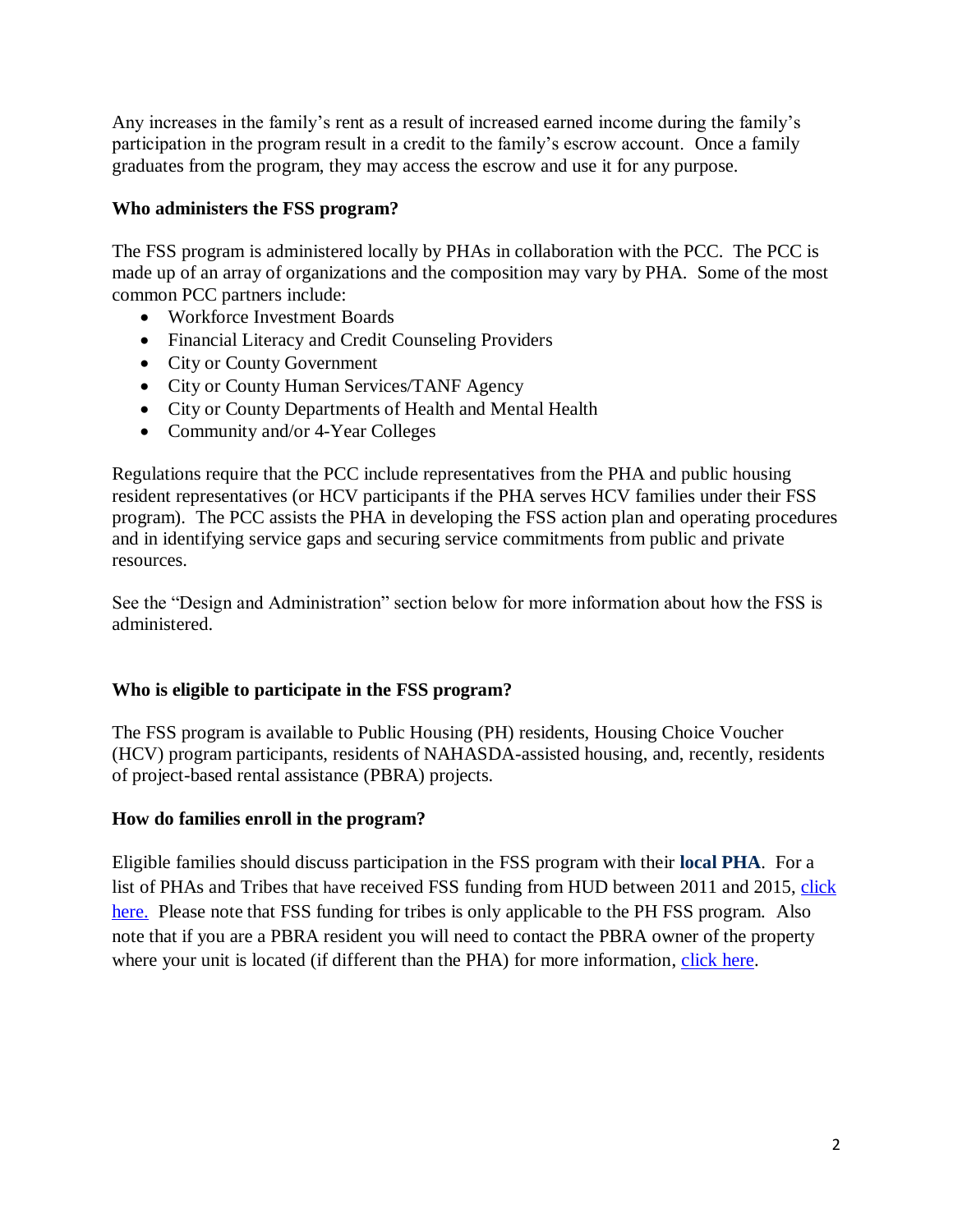Any increases in the family's rent as a result of increased earned income during the family's participation in the program result in a credit to the family's escrow account. Once a family graduates from the program, they may access the escrow and use it for any purpose.

### Who administers the FSS program?

The FSS program is administered locally by PHAs in collaboration with the PCC. The PCC is made up of an array of organizations and the composition may vary by PHA. Some of the most common PCC partners include:

- Workforce Investment Boards
- Financial Literacy and Credit Counseling Providers
- City or County Government
- City or County Human Services/TANF Agency
- City or County Departments of Health and Mental Health
- Community and/or 4-Year Colleges

Regulations require that the PCC include representatives from the PHA and public housing resident representatives (or HCV participants if the PHA serves HCV families under their FSS program). The PCC assists the PHA in developing the FSS action plan and operating procedures and in identifying service gaps and securing service commitments from public and private resources.

See the "Design and Administration" section below for more information about how the FSS is administered.

### Who is eligible to participate in the FSS program?

The FSS program is available to Public Housing (PH) residents, Housing Choice Voucher (HCV) program participants, residents of NAHASDA-assisted housing, and, recently, residents of project-based rental assistance (PBRA) projects.

### How do families enroll in the program?

Eligible families should discuss participation in the FSS program with their **local PHA**. For a list of PHAs and Tribes that have received FSS funding from HUD between 2011 and 2015, click here. Please note that FSS funding for tribes is only applicable to the PH FSS program. Also note that if you are a PBRA resident you will need to contact the PBRA owner of the property where your unit is located (if different than the PHA) for more information, click here.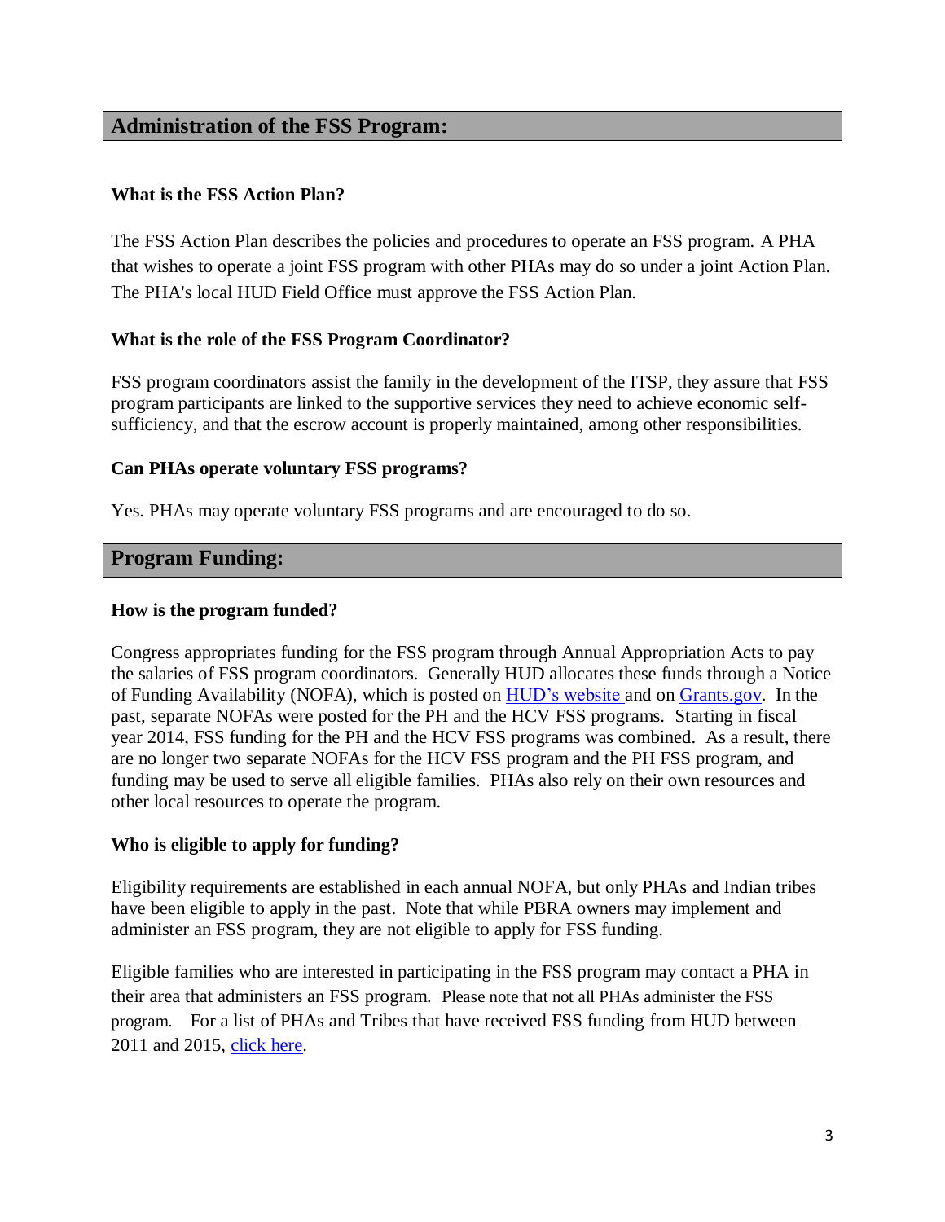## Administration of the FSS Program:

### What is the FSS Action Plan?

The FSS Action Plan describes the policies and procedures to operate an FSS program. A PHA that wishes to operate a joint FSS program with other PHAs may do so under a joint Action Plan. The PHA's local HUD Field Office must approve the FSS Action Plan.

### What is the role of the FSS Program Coordinator?

FSS program coordinators assist the family in the development of the ITSP, they assure that FSS program participants are linked to the supportive services they need to achieve economic self-sufficiency, and that the escrow account is properly maintained, among other responsibilities.

### Can PHAs operate voluntary FSS programs?

Yes. PHAs may operate voluntary FSS programs and are encouraged to do so.

## Program Funding:

### How is the program funded?

Congress appropriates funding for the FSS program through Annual Appropriation Acts to pay the salaries of FSS program coordinators. Generally HUD allocates these funds through a Notice of Funding Availability (NOFA), which is posted on HUD's website and on Grants.gov. In the past, separate NOFAs were posted for the PH and the HCV FSS programs. Starting in fiscal year 2014, FSS funding for the PH and the HCV FSS programs was combined. As a result, there are no longer two separate NOFAs for the HCV FSS program and the PH FSS program, and funding may be used to serve all eligible families. PHAs also rely on their own resources and other local resources to operate the program.

### Who is eligible to apply for funding?

Eligibility requirements are established in each annual NOFA, but only PHAs and Indian tribes have been eligible to apply in the past. Note that while PBRA owners may implement and administer an FSS program, they are not eligible to apply for FSS funding.

Eligible families who are interested in participating in the FSS program may contact a PHA in their area that administers an FSS program. Please note that not all PHAs administer the FSS program. For a list of PHAs and Tribes that have received FSS funding from HUD between 2011 and 2015, click here.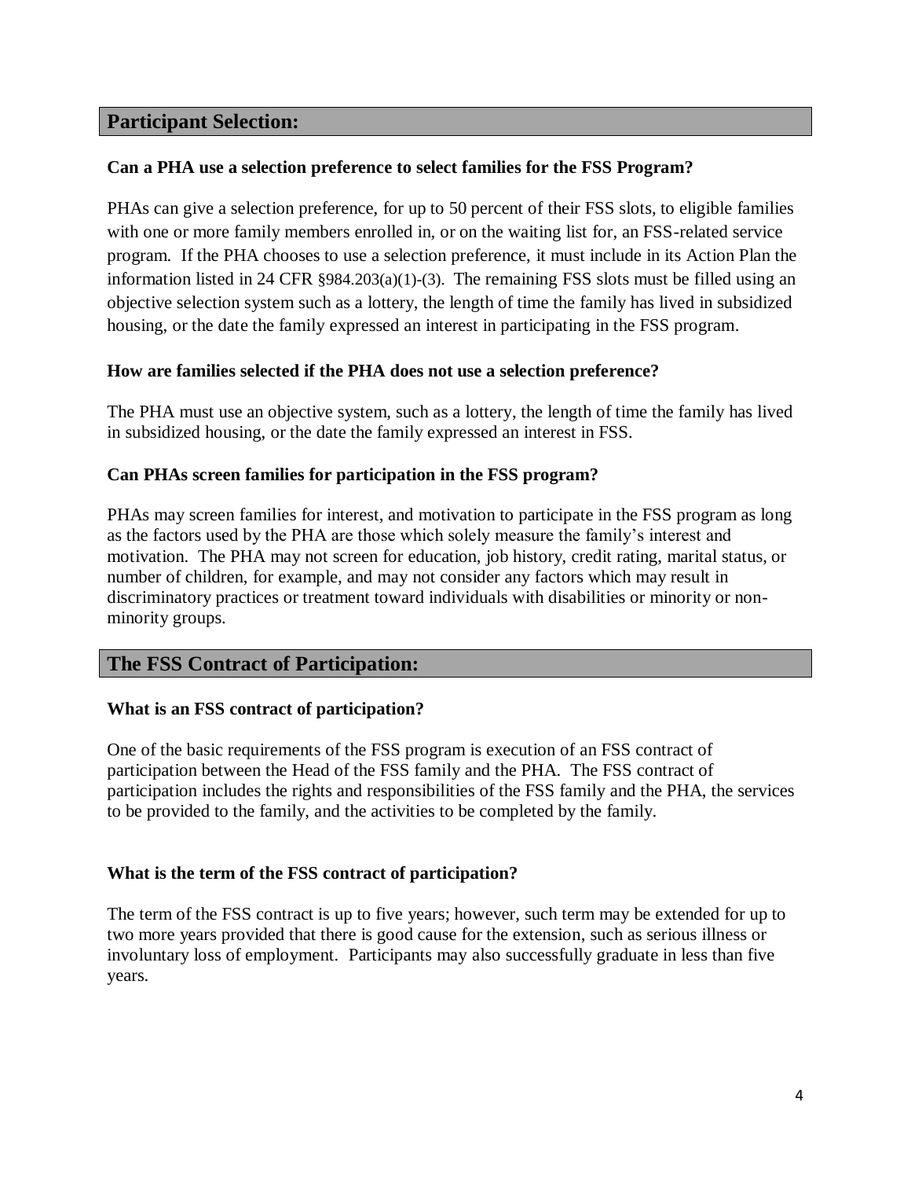## Participant Selection:

**Can a PHA use a selection preference to select families for the FSS Program?**

PHAs can give a selection preference, for up to 50 percent of their FSS slots, to eligible families with one or more family members enrolled in, or on the waiting list for, an FSS-related service program. If the PHA chooses to use a selection preference, it must include in its Action Plan the information listed in 24 CFR §984.203(a)(1)-(3). The remaining FSS slots must be filled using an objective selection system such as a lottery, the length of time the family has lived in subsidized housing, or the date the family expressed an interest in participating in the FSS program.

**How are families selected if the PHA does not use a selection preference?**

The PHA must use an objective system, such as a lottery, the length of time the family has lived in subsidized housing, or the date the family expressed an interest in FSS.

**Can PHAs screen families for participation in the FSS program?**

PHAs may screen families for interest, and motivation to participate in the FSS program as long as the factors used by the PHA are those which solely measure the family's interest and motivation. The PHA may not screen for education, job history, credit rating, marital status, or number of children, for example, and may not consider any factors which may result in discriminatory practices or treatment toward individuals with disabilities or minority or non-minority groups.

## The FSS Contract of Participation:

**What is an FSS contract of participation?**

One of the basic requirements of the FSS program is execution of an FSS contract of participation between the Head of the FSS family and the PHA. The FSS contract of participation includes the rights and responsibilities of the FSS family and the PHA, the services to be provided to the family, and the activities to be completed by the family.

**What is the term of the FSS contract of participation?**

The term of the FSS contract is up to five years; however, such term may be extended for up to two more years provided that there is good cause for the extension, such as serious illness or involuntary loss of employment. Participants may also successfully graduate in less than five years.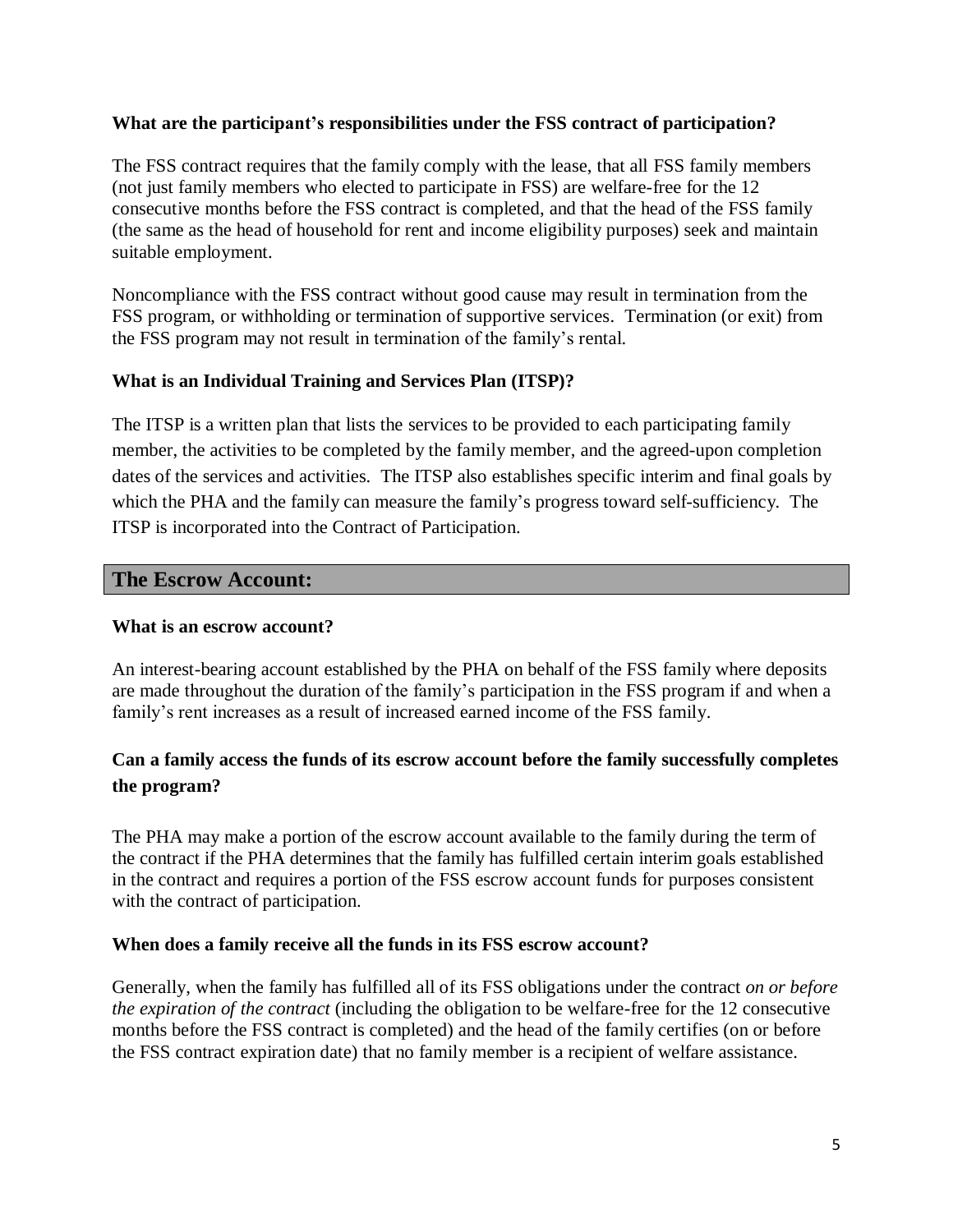**What are the participant's responsibilities under the FSS contract of participation?**

The FSS contract requires that the family comply with the lease, that all FSS family members (not just family members who elected to participate in FSS) are welfare-free for the 12 consecutive months before the FSS contract is completed, and that the head of the FSS family (the same as the head of household for rent and income eligibility purposes) seek and maintain suitable employment.

Noncompliance with the FSS contract without good cause may result in termination from the FSS program, or withholding or termination of supportive services. Termination (or exit) from the FSS program may not result in termination of the family's rental.

**What is an Individual Training and Services Plan (ITSP)?**

The ITSP is a written plan that lists the services to be provided to each participating family member, the activities to be completed by the family member, and the agreed-upon completion dates of the services and activities. The ITSP also establishes specific interim and final goals by which the PHA and the family can measure the family's progress toward self-sufficiency. The ITSP is incorporated into the Contract of Participation.

## The Escrow Account:

**What is an escrow account?**

An interest-bearing account established by the PHA on behalf of the FSS family where deposits are made throughout the duration of the family's participation in the FSS program if and when a family's rent increases as a result of increased earned income of the FSS family.

**Can a family access the funds of its escrow account before the family successfully completes the program?**

The PHA may make a portion of the escrow account available to the family during the term of the contract if the PHA determines that the family has fulfilled certain interim goals established in the contract and requires a portion of the FSS escrow account funds for purposes consistent with the contract of participation.

**When does a family receive all the funds in its FSS escrow account?**

Generally, when the family has fulfilled all of its FSS obligations under the contract *on or before the expiration of the contract* (including the obligation to be welfare-free for the 12 consecutive months before the FSS contract is completed) and the head of the family certifies (on or before the FSS contract expiration date) that no family member is a recipient of welfare assistance.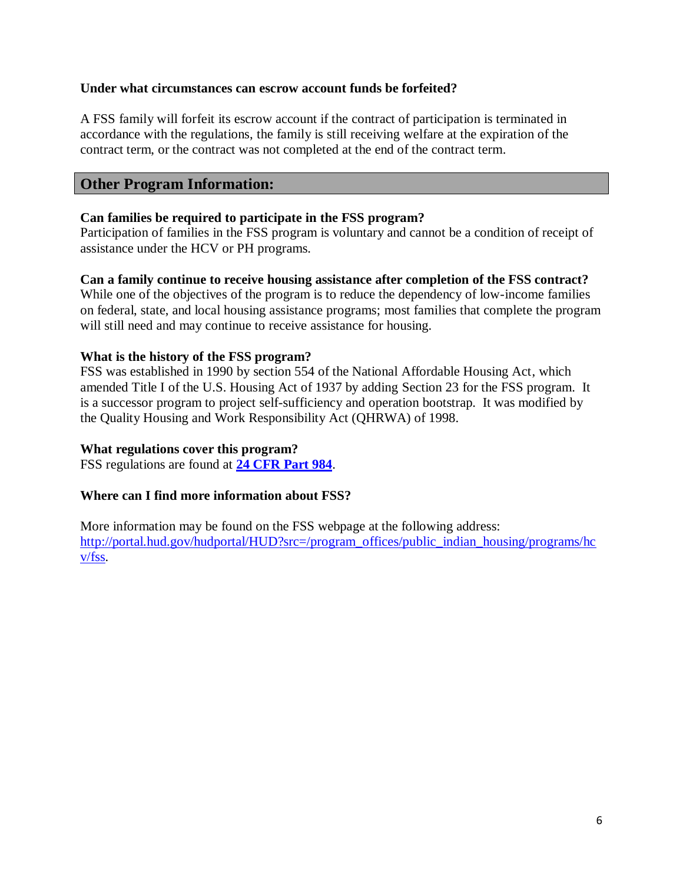**Under what circumstances can escrow account funds be forfeited?**

A FSS family will forfeit its escrow account if the contract of participation is terminated in accordance with the regulations, the family is still receiving welfare at the expiration of the contract term, or the contract was not completed at the end of the contract term.

## Other Program Information:

**Can families be required to participate in the FSS program?**
Participation of families in the FSS program is voluntary and cannot be a condition of receipt of assistance under the HCV or PH programs.

**Can a family continue to receive housing assistance after completion of the FSS contract?**
While one of the objectives of the program is to reduce the dependency of low-income families on federal, state, and local housing assistance programs; most families that complete the program will still need and may continue to receive assistance for housing.

**What is the history of the FSS program?**
FSS was established in 1990 by section 554 of the National Affordable Housing Act, which amended Title I of the U.S. Housing Act of 1937 by adding Section 23 for the FSS program. It is a successor program to project self-sufficiency and operation bootstrap. It was modified by the Quality Housing and Work Responsibility Act (QHRWA) of 1998.

**What regulations cover this program?**
FSS regulations are found at **[24 CFR Part 984](24 CFR Part 984)**.

**Where can I find more information about FSS?**

More information may be found on the FSS webpage at the following address: [http://portal.hud.gov/hudportal/HUD?src=/program_offices/public_indian_housing/programs/hcv/fss](http://portal.hud.gov/hudportal/HUD?src=/program_offices/public_indian_housing/programs/hcv/fss).